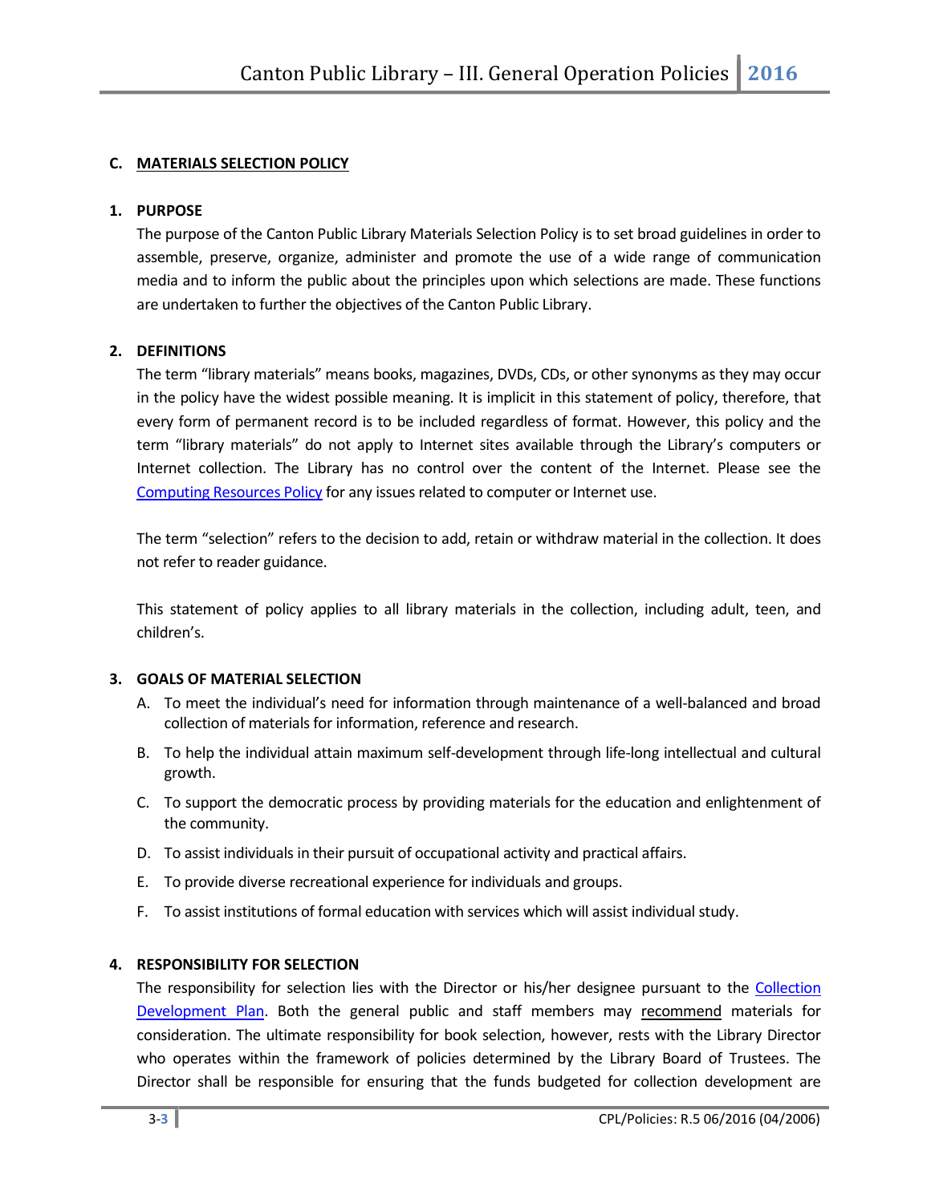## C. MATERIALS SELECTION POLICY

### 1. PURPOSE

The purpose of the Canton Public Library Materials Selection Policy is to set broad guidelines in order to assemble, preserve, organize, administer and promote the use of a wide range of communication media and to inform the public about the principles upon which selections are made. These functions are undertaken to further the objectives of the Canton Public Library.

### 2. DEFINITIONS

The term "library materials" means books, magazines, DVDs, CDs, or other synonyms as they may occur in the policy have the widest possible meaning. It is implicit in this statement of policy, therefore, that every form of permanent record is to be included regardless of format. However, this policy and the term "library materials" do not apply to Internet sites available through the Library's computers or Internet collection. The Library has no control over the content of the Internet. Please see the Computing Resources Policy for any issues related to computer or Internet use.

The term "selection" refers to the decision to add, retain or withdraw material in the collection. It does not refer to reader guidance.

This statement of policy applies to all library materials in the collection, including adult, teen, and children's.

### 3. GOALS OF MATERIAL SELECTION

A. To meet the individual's need for information through maintenance of a well-balanced and broad collection of materials for information, reference and research.

B. To help the individual attain maximum self-development through life-long intellectual and cultural growth.

C. To support the democratic process by providing materials for the education and enlightenment of the community.

D. To assist individuals in their pursuit of occupational activity and practical affairs.

E. To provide diverse recreational experience for individuals and groups.

F. To assist institutions of formal education with services which will assist individual study.

### 4. RESPONSIBILITY FOR SELECTION

The responsibility for selection lies with the Director or his/her designee pursuant to the Collection Development Plan. Both the general public and staff members may recommend materials for consideration. The ultimate responsibility for book selection, however, rests with the Library Director who operates within the framework of policies determined by the Library Board of Trustees. The Director shall be responsible for ensuring that the funds budgeted for collection development are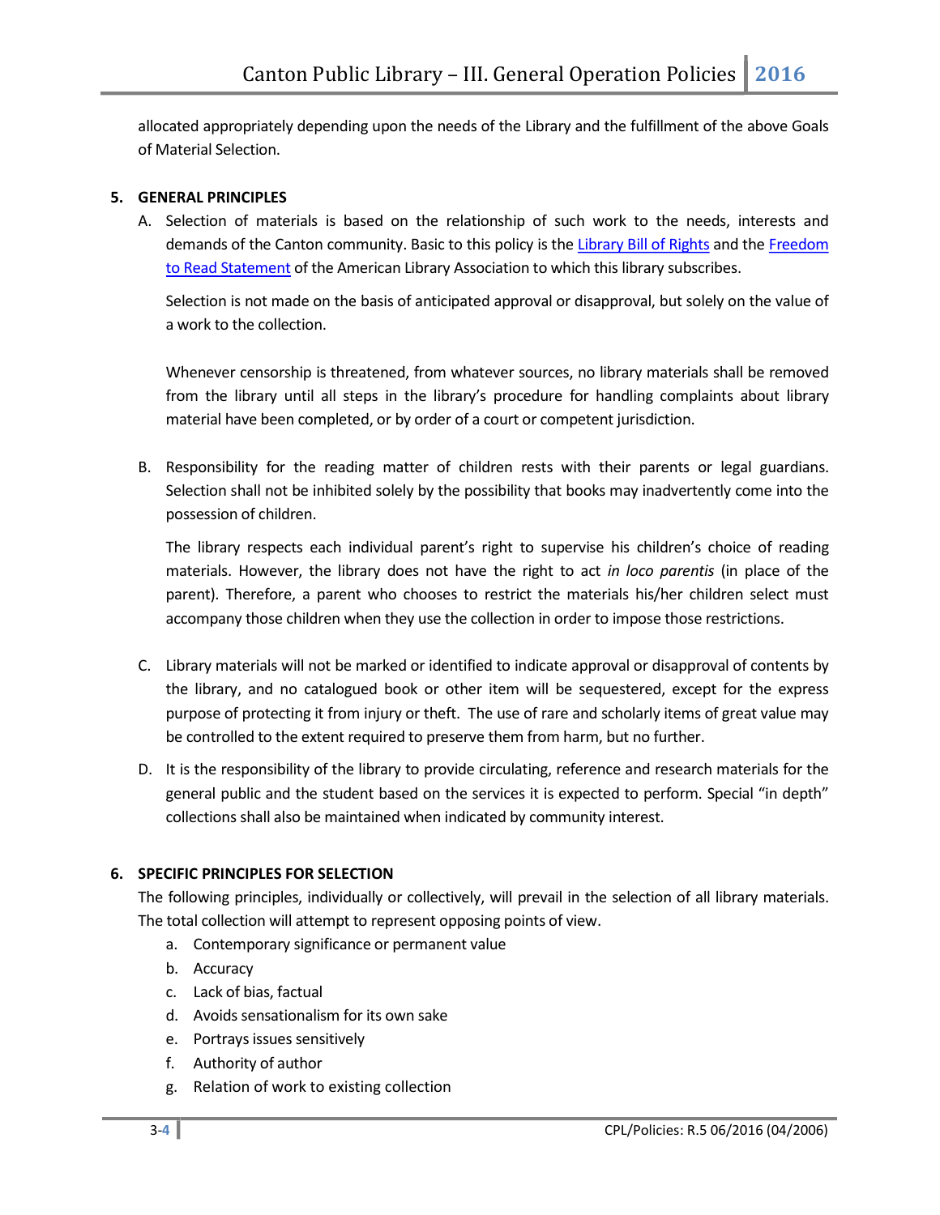allocated appropriately depending upon the needs of the Library and the fulfillment of the above Goals of Material Selection.

**5. GENERAL PRINCIPLES**

A. Selection of materials is based on the relationship of such work to the needs, interests and demands of the Canton community. Basic to this policy is the [Library Bill of Rights]() and the [Freedom to Read Statement]() of the American Library Association to which this library subscribes.

   Selection is not made on the basis of anticipated approval or disapproval, but solely on the value of a work to the collection.

   Whenever censorship is threatened, from whatever sources, no library materials shall be removed from the library until all steps in the library's procedure for handling complaints about library material have been completed, or by order of a court or competent jurisdiction.

B. Responsibility for the reading matter of children rests with their parents or legal guardians. Selection shall not be inhibited solely by the possibility that books may inadvertently come into the possession of children.

   The library respects each individual parent's right to supervise his children's choice of reading materials. However, the library does not have the right to act *in loco parentis* (in place of the parent). Therefore, a parent who chooses to restrict the materials his/her children select must accompany those children when they use the collection in order to impose those restrictions.

C. Library materials will not be marked or identified to indicate approval or disapproval of contents by the library, and no catalogued book or other item will be sequestered, except for the express purpose of protecting it from injury or theft. The use of rare and scholarly items of great value may be controlled to the extent required to preserve them from harm, but no further.

D. It is the responsibility of the library to provide circulating, reference and research materials for the general public and the student based on the services it is expected to perform. Special "in depth" collections shall also be maintained when indicated by community interest.

**6. SPECIFIC PRINCIPLES FOR SELECTION**

The following principles, individually or collectively, will prevail in the selection of all library materials. The total collection will attempt to represent opposing points of view.

a. Contemporary significance or permanent value
b. Accuracy
c. Lack of bias, factual
d. Avoids sensationalism for its own sake
e. Portrays issues sensitively
f. Authority of author
g. Relation of work to existing collection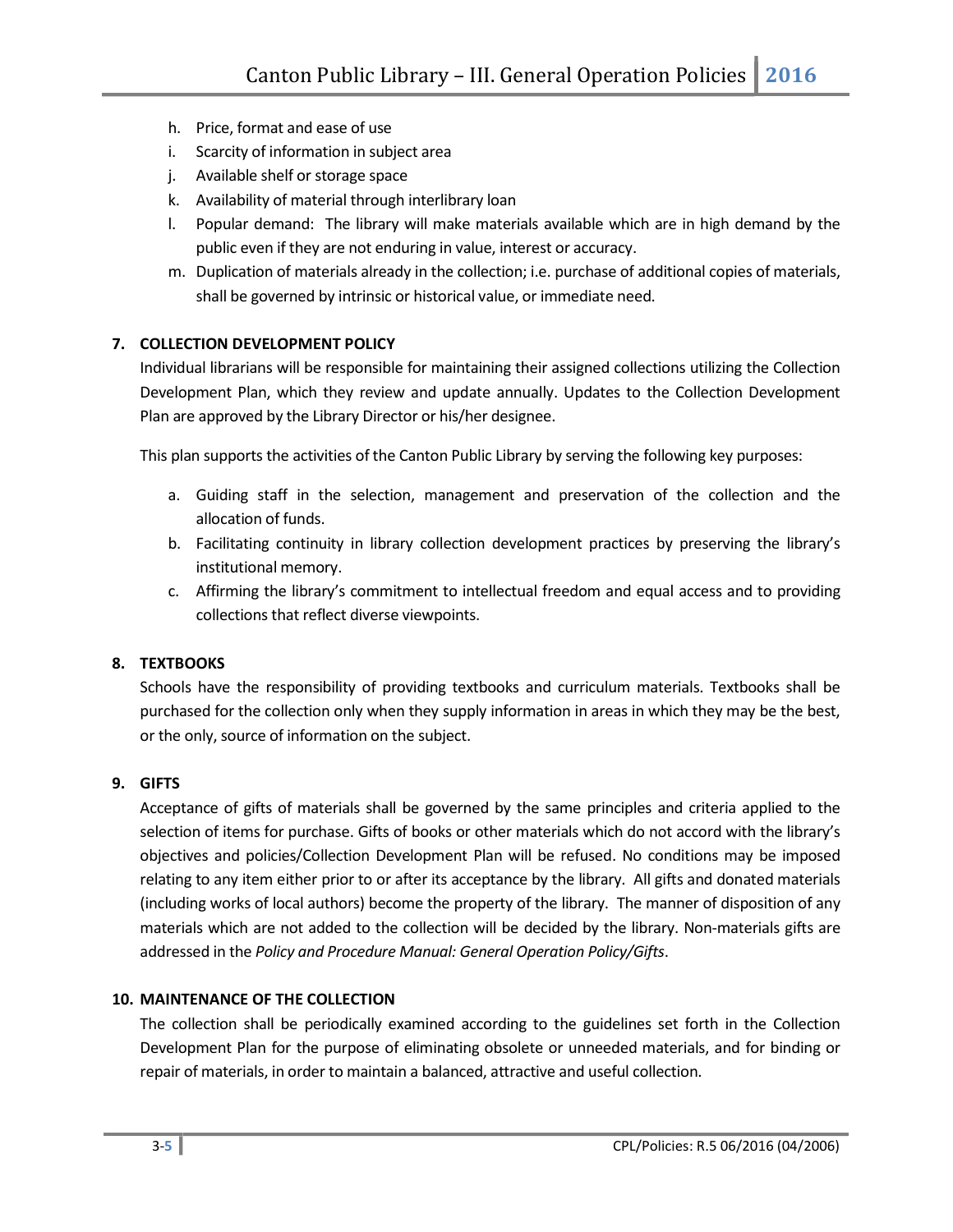h. Price, format and ease of use
i. Scarcity of information in subject area
j. Available shelf or storage space
k. Availability of material through interlibrary loan
l. Popular demand: The library will make materials available which are in high demand by the public even if they are not enduring in value, interest or accuracy.
m. Duplication of materials already in the collection; i.e. purchase of additional copies of materials, shall be governed by intrinsic or historical value, or immediate need.

**7. COLLECTION DEVELOPMENT POLICY**

Individual librarians will be responsible for maintaining their assigned collections utilizing the Collection Development Plan, which they review and update annually. Updates to the Collection Development Plan are approved by the Library Director or his/her designee.

This plan supports the activities of the Canton Public Library by serving the following key purposes:

a. Guiding staff in the selection, management and preservation of the collection and the allocation of funds.
b. Facilitating continuity in library collection development practices by preserving the library's institutional memory.
c. Affirming the library's commitment to intellectual freedom and equal access and to providing collections that reflect diverse viewpoints.

**8. TEXTBOOKS**

Schools have the responsibility of providing textbooks and curriculum materials. Textbooks shall be purchased for the collection only when they supply information in areas in which they may be the best, or the only, source of information on the subject.

**9. GIFTS**

Acceptance of gifts of materials shall be governed by the same principles and criteria applied to the selection of items for purchase. Gifts of books or other materials which do not accord with the library's objectives and policies/Collection Development Plan will be refused. No conditions may be imposed relating to any item either prior to or after its acceptance by the library. All gifts and donated materials (including works of local authors) become the property of the library. The manner of disposition of any materials which are not added to the collection will be decided by the library. Non-materials gifts are addressed in the *Policy and Procedure Manual: General Operation Policy/Gifts*.

**10. MAINTENANCE OF THE COLLECTION**

The collection shall be periodically examined according to the guidelines set forth in the Collection Development Plan for the purpose of eliminating obsolete or unneeded materials, and for binding or repair of materials, in order to maintain a balanced, attractive and useful collection.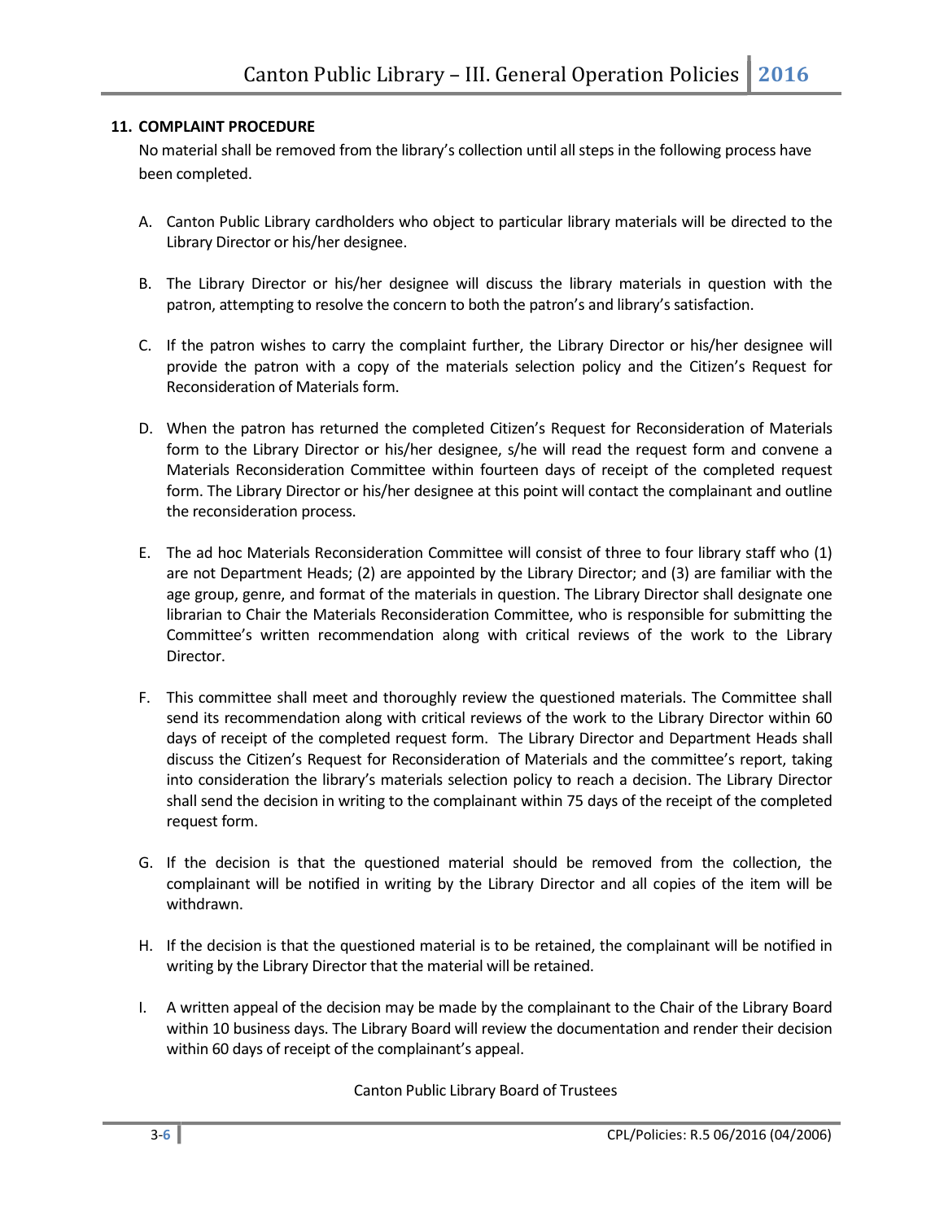### 11. COMPLAINT PROCEDURE

No material shall be removed from the library's collection until all steps in the following process have been completed.

A. Canton Public Library cardholders who object to particular library materials will be directed to the Library Director or his/her designee.

B. The Library Director or his/her designee will discuss the library materials in question with the patron, attempting to resolve the concern to both the patron's and library's satisfaction.

C. If the patron wishes to carry the complaint further, the Library Director or his/her designee will provide the patron with a copy of the materials selection policy and the Citizen's Request for Reconsideration of Materials form.

D. When the patron has returned the completed Citizen's Request for Reconsideration of Materials form to the Library Director or his/her designee, s/he will read the request form and convene a Materials Reconsideration Committee within fourteen days of receipt of the completed request form. The Library Director or his/her designee at this point will contact the complainant and outline the reconsideration process.

E. The ad hoc Materials Reconsideration Committee will consist of three to four library staff who (1) are not Department Heads; (2) are appointed by the Library Director; and (3) are familiar with the age group, genre, and format of the materials in question. The Library Director shall designate one librarian to Chair the Materials Reconsideration Committee, who is responsible for submitting the Committee's written recommendation along with critical reviews of the work to the Library Director.

F. This committee shall meet and thoroughly review the questioned materials. The Committee shall send its recommendation along with critical reviews of the work to the Library Director within 60 days of receipt of the completed request form. The Library Director and Department Heads shall discuss the Citizen's Request for Reconsideration of Materials and the committee's report, taking into consideration the library's materials selection policy to reach a decision. The Library Director shall send the decision in writing to the complainant within 75 days of the receipt of the completed request form.

G. If the decision is that the questioned material should be removed from the collection, the complainant will be notified in writing by the Library Director and all copies of the item will be withdrawn.

H. If the decision is that the questioned material is to be retained, the complainant will be notified in writing by the Library Director that the material will be retained.

I. A written appeal of the decision may be made by the complainant to the Chair of the Library Board within 10 business days. The Library Board will review the documentation and render their decision within 60 days of receipt of the complainant's appeal.

Canton Public Library Board of Trustees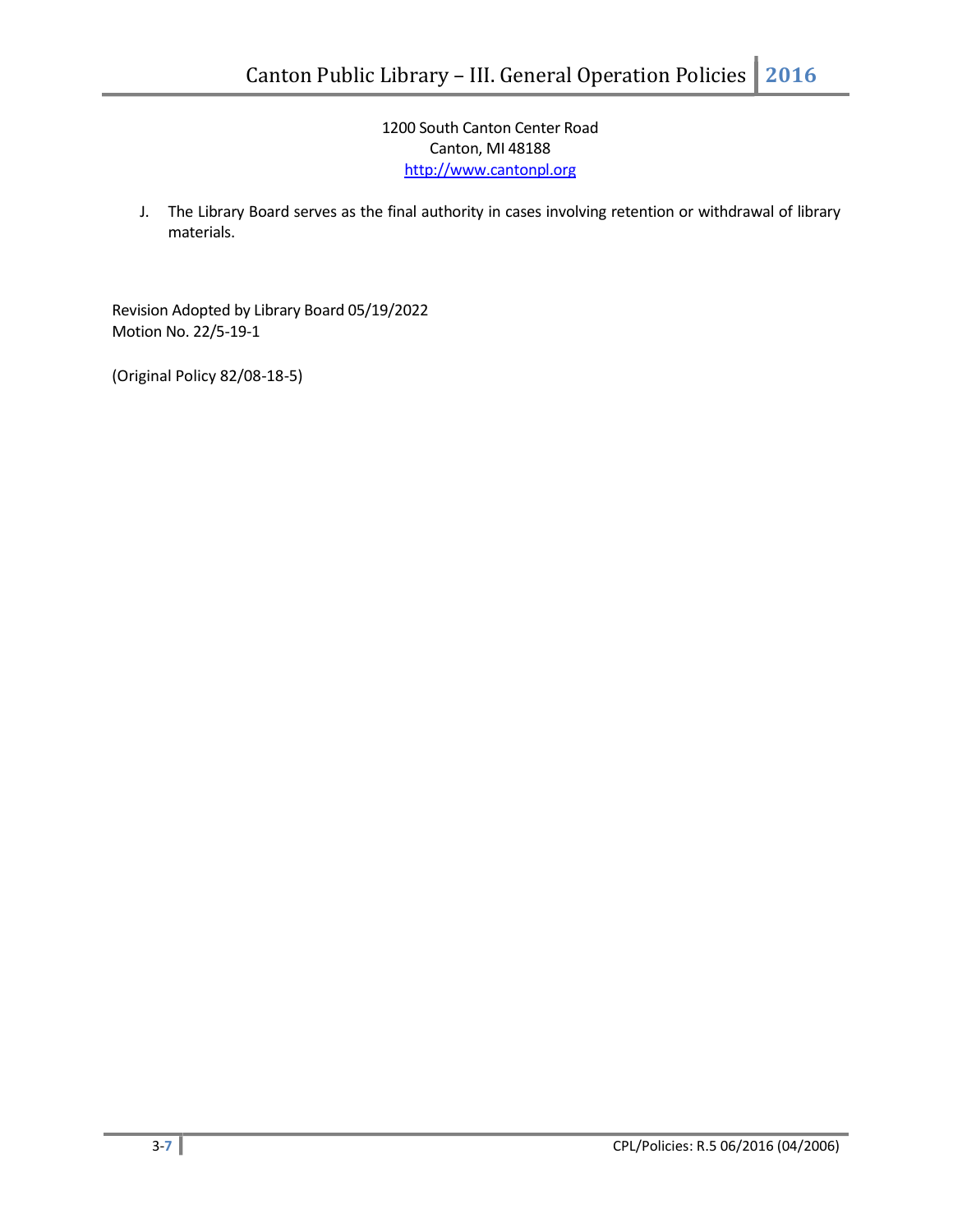1200 South Canton Center Road
Canton, MI 48188
http://www.cantonpl.org

J. The Library Board serves as the final authority in cases involving retention or withdrawal of library materials.

Revision Adopted by Library Board 05/19/2022
Motion No. 22/5-19-1

(Original Policy 82/08-18-5)